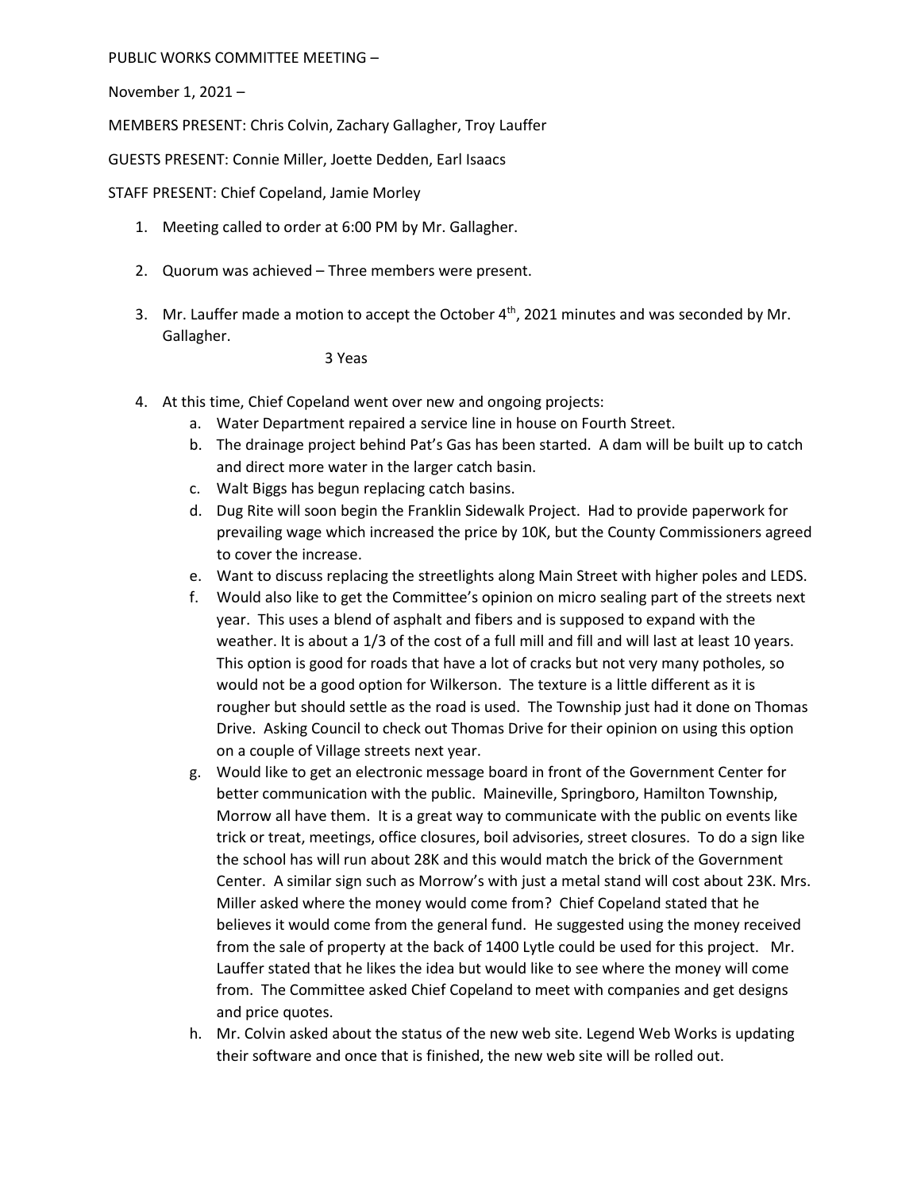PUBLIC WORKS COMMITTEE MEETING –

November 1, 2021 –

MEMBERS PRESENT: Chris Colvin, Zachary Gallagher, Troy Lauffer

GUESTS PRESENT: Connie Miller, Joette Dedden, Earl Isaacs

STAFF PRESENT: Chief Copeland, Jamie Morley

1. Meeting called to order at 6:00 PM by Mr. Gallagher.

2. Quorum was achieved – Three members were present.

3. Mr. Lauffer made a motion to accept the October 4th, 2021 minutes and was seconded by Mr. Gallagher.

   3 Yeas

4. At this time, Chief Copeland went over new and ongoing projects:
   a. Water Department repaired a service line in house on Fourth Street.
   b. The drainage project behind Pat's Gas has been started. A dam will be built up to catch and direct more water in the larger catch basin.
   c. Walt Biggs has begun replacing catch basins.
   d. Dug Rite will soon begin the Franklin Sidewalk Project. Had to provide paperwork for prevailing wage which increased the price by 10K, but the County Commissioners agreed to cover the increase.
   e. Want to discuss replacing the streetlights along Main Street with higher poles and LEDS.
   f. Would also like to get the Committee's opinion on micro sealing part of the streets next year. This uses a blend of asphalt and fibers and is supposed to expand with the weather. It is about a 1/3 of the cost of a full mill and fill and will last at least 10 years. This option is good for roads that have a lot of cracks but not very many potholes, so would not be a good option for Wilkerson. The texture is a little different as it is rougher but should settle as the road is used. The Township just had it done on Thomas Drive. Asking Council to check out Thomas Drive for their opinion on using this option on a couple of Village streets next year.
   g. Would like to get an electronic message board in front of the Government Center for better communication with the public. Maineville, Springboro, Hamilton Township, Morrow all have them. It is a great way to communicate with the public on events like trick or treat, meetings, office closures, boil advisories, street closures. To do a sign like the school has will run about 28K and this would match the brick of the Government Center. A similar sign such as Morrow's with just a metal stand will cost about 23K. Mrs. Miller asked where the money would come from? Chief Copeland stated that he believes it would come from the general fund. He suggested using the money received from the sale of property at the back of 1400 Lytle could be used for this project. Mr. Lauffer stated that he likes the idea but would like to see where the money will come from. The Committee asked Chief Copeland to meet with companies and get designs and price quotes.
   h. Mr. Colvin asked about the status of the new web site. Legend Web Works is updating their software and once that is finished, the new web site will be rolled out.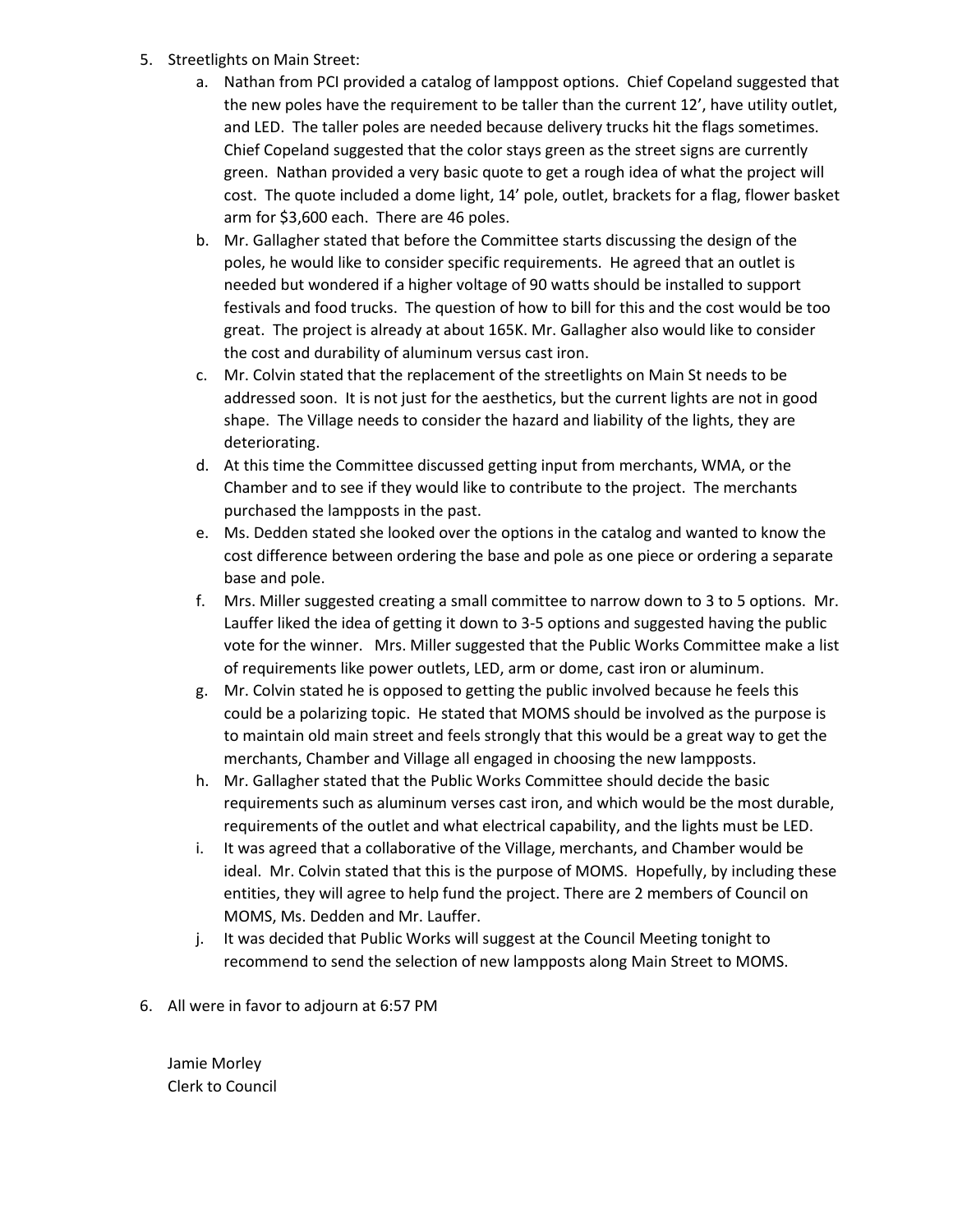5. Streetlights on Main Street:
    a. Nathan from PCI provided a catalog of lamppost options. Chief Copeland suggested that the new poles have the requirement to be taller than the current 12', have utility outlet, and LED. The taller poles are needed because delivery trucks hit the flags sometimes. Chief Copeland suggested that the color stays green as the street signs are currently green. Nathan provided a very basic quote to get a rough idea of what the project will cost. The quote included a dome light, 14' pole, outlet, brackets for a flag, flower basket arm for $3,600 each. There are 46 poles.
    b. Mr. Gallagher stated that before the Committee starts discussing the design of the poles, he would like to consider specific requirements. He agreed that an outlet is needed but wondered if a higher voltage of 90 watts should be installed to support festivals and food trucks. The question of how to bill for this and the cost would be too great. The project is already at about 165K. Mr. Gallagher also would like to consider the cost and durability of aluminum versus cast iron.
    c. Mr. Colvin stated that the replacement of the streetlights on Main St needs to be addressed soon. It is not just for the aesthetics, but the current lights are not in good shape. The Village needs to consider the hazard and liability of the lights, they are deteriorating.
    d. At this time the Committee discussed getting input from merchants, WMA, or the Chamber and to see if they would like to contribute to the project. The merchants purchased the lampposts in the past.
    e. Ms. Dedden stated she looked over the options in the catalog and wanted to know the cost difference between ordering the base and pole as one piece or ordering a separate base and pole.
    f. Mrs. Miller suggested creating a small committee to narrow down to 3 to 5 options. Mr. Lauffer liked the idea of getting it down to 3-5 options and suggested having the public vote for the winner. Mrs. Miller suggested that the Public Works Committee make a list of requirements like power outlets, LED, arm or dome, cast iron or aluminum.
    g. Mr. Colvin stated he is opposed to getting the public involved because he feels this could be a polarizing topic. He stated that MOMS should be involved as the purpose is to maintain old main street and feels strongly that this would be a great way to get the merchants, Chamber and Village all engaged in choosing the new lampposts.
    h. Mr. Gallagher stated that the Public Works Committee should decide the basic requirements such as aluminum verses cast iron, and which would be the most durable, requirements of the outlet and what electrical capability, and the lights must be LED.
    i. It was agreed that a collaborative of the Village, merchants, and Chamber would be ideal. Mr. Colvin stated that this is the purpose of MOMS. Hopefully, by including these entities, they will agree to help fund the project. There are 2 members of Council on MOMS, Ms. Dedden and Mr. Lauffer.
    j. It was decided that Public Works will suggest at the Council Meeting tonight to recommend to send the selection of new lampposts along Main Street to MOMS.

6. All were in favor to adjourn at 6:57 PM

Jamie Morley
Clerk to Council